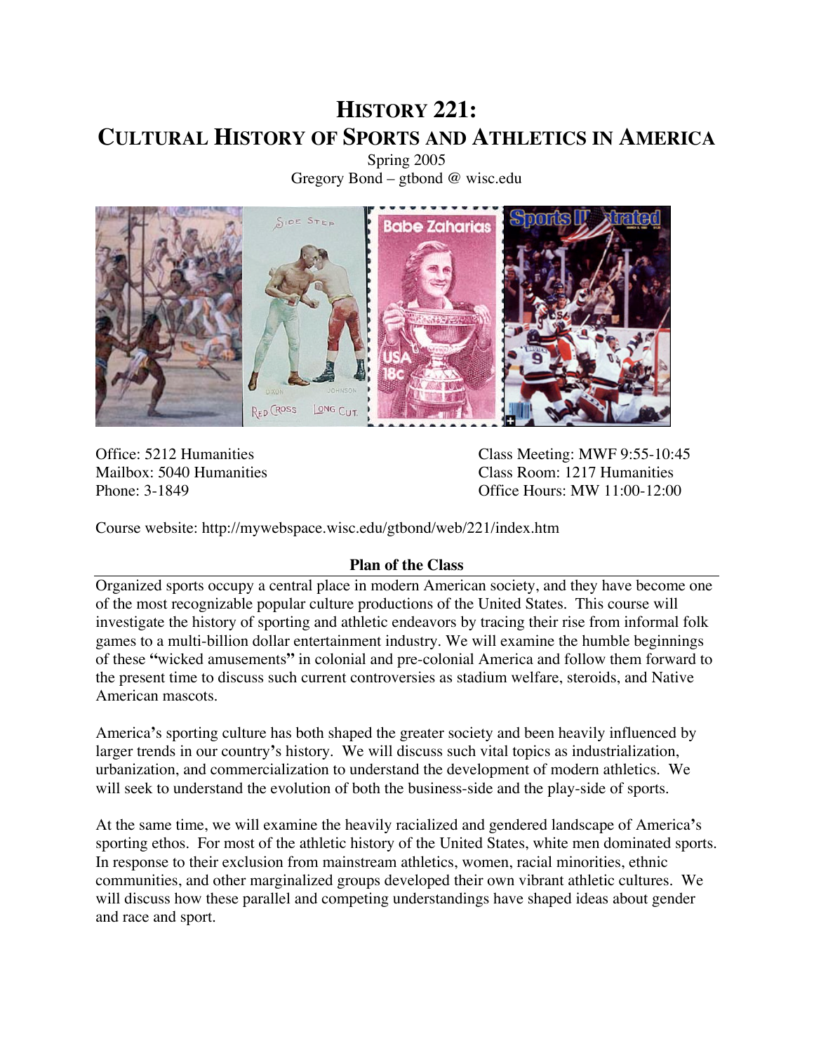# HISTORY 221:
# CULTURAL HISTORY OF SPORTS AND ATHLETICS IN AMERICA

Spring 2005
Gregory Bond – gtbond @ wisc.edu

Office: 5212 Humanities
Mailbox: 5040 Humanities
Phone: 3-1849

Class Meeting: MWF 9:55-10:45
Class Room: 1217 Humanities
Office Hours: MW 11:00-12:00

Course website: http://mywebspace.wisc.edu/gtbond/web/221/index.htm

## Plan of the Class

Organized sports occupy a central place in modern American society, and they have become one of the most recognizable popular culture productions of the United States. This course will investigate the history of sporting and athletic endeavors by tracing their rise from informal folk games to a multi-billion dollar entertainment industry. We will examine the humble beginnings of these **"**wicked amusements**"** in colonial and pre-colonial America and follow them forward to the present time to discuss such current controversies as stadium welfare, steroids, and Native American mascots.

America**'**s sporting culture has both shaped the greater society and been heavily influenced by larger trends in our country**'**s history. We will discuss such vital topics as industrialization, urbanization, and commercialization to understand the development of modern athletics. We will seek to understand the evolution of both the business-side and the play-side of sports.

At the same time, we will examine the heavily racialized and gendered landscape of America**'**s sporting ethos. For most of the athletic history of the United States, white men dominated sports. In response to their exclusion from mainstream athletics, women, racial minorities, ethnic communities, and other marginalized groups developed their own vibrant athletic cultures. We will discuss how these parallel and competing understandings have shaped ideas about gender and race and sport.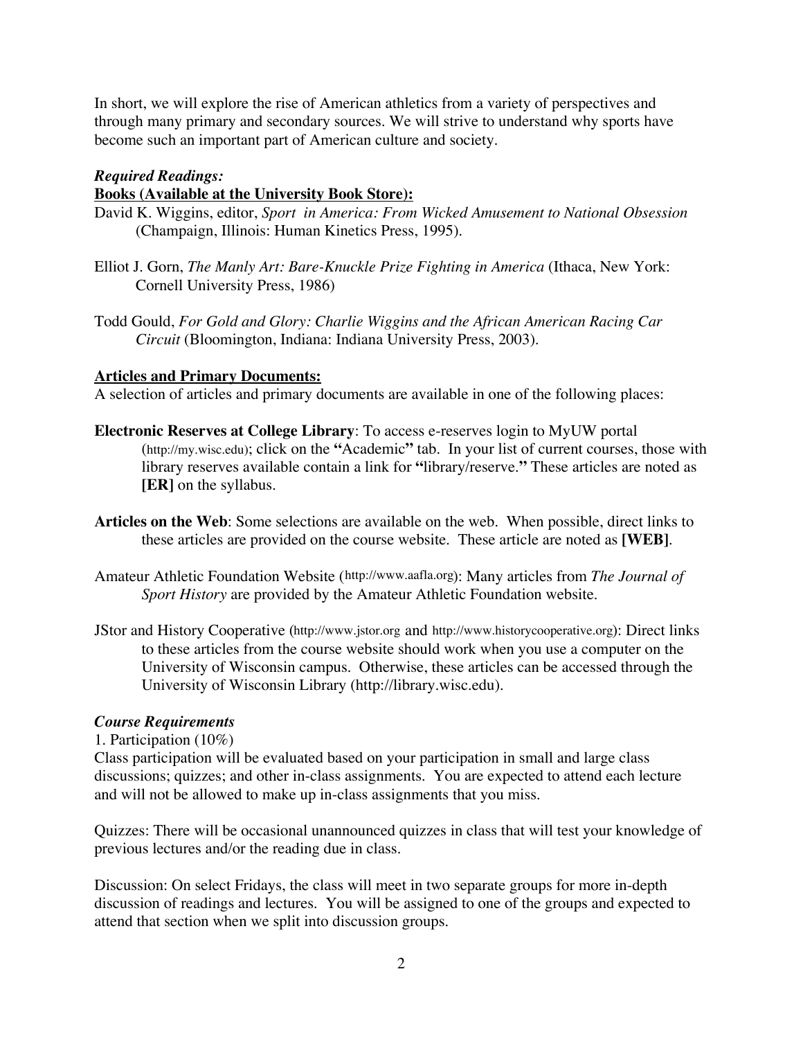In short, we will explore the rise of American athletics from a variety of perspectives and through many primary and secondary sources. We will strive to understand why sports have become such an important part of American culture and society.

***Required Readings:***

**Books (Available at the University Book Store):**

David K. Wiggins, editor, *Sport in America: From Wicked Amusement to National Obsession* (Champaign, Illinois: Human Kinetics Press, 1995).

Elliot J. Gorn, *The Manly Art: Bare-Knuckle Prize Fighting in America* (Ithaca, New York: Cornell University Press, 1986)

Todd Gould, *For Gold and Glory: Charlie Wiggins and the African American Racing Car Circuit* (Bloomington, Indiana: Indiana University Press, 2003).

**Articles and Primary Documents:**

A selection of articles and primary documents are available in one of the following places:

**Electronic Reserves at College Library**: To access e-reserves login to MyUW portal (http://my.wisc.edu); click on the **"**Academic**"** tab. In your list of current courses, those with library reserves available contain a link for **"**library/reserve.**"** These articles are noted as **[ER]** on the syllabus.

**Articles on the Web**: Some selections are available on the web. When possible, direct links to these articles are provided on the course website. These article are noted as **[WEB]**.

Amateur Athletic Foundation Website (http://www.aafla.org): Many articles from *The Journal of Sport History* are provided by the Amateur Athletic Foundation website.

JStor and History Cooperative (http://www.jstor.org and http://www.historycooperative.org): Direct links to these articles from the course website should work when you use a computer on the University of Wisconsin campus. Otherwise, these articles can be accessed through the University of Wisconsin Library (http://library.wisc.edu).

***Course Requirements***

1. Participation (10%)

Class participation will be evaluated based on your participation in small and large class discussions; quizzes; and other in-class assignments. You are expected to attend each lecture and will not be allowed to make up in-class assignments that you miss.

Quizzes: There will be occasional unannounced quizzes in class that will test your knowledge of previous lectures and/or the reading due in class.

Discussion: On select Fridays, the class will meet in two separate groups for more in-depth discussion of readings and lectures. You will be assigned to one of the groups and expected to attend that section when we split into discussion groups.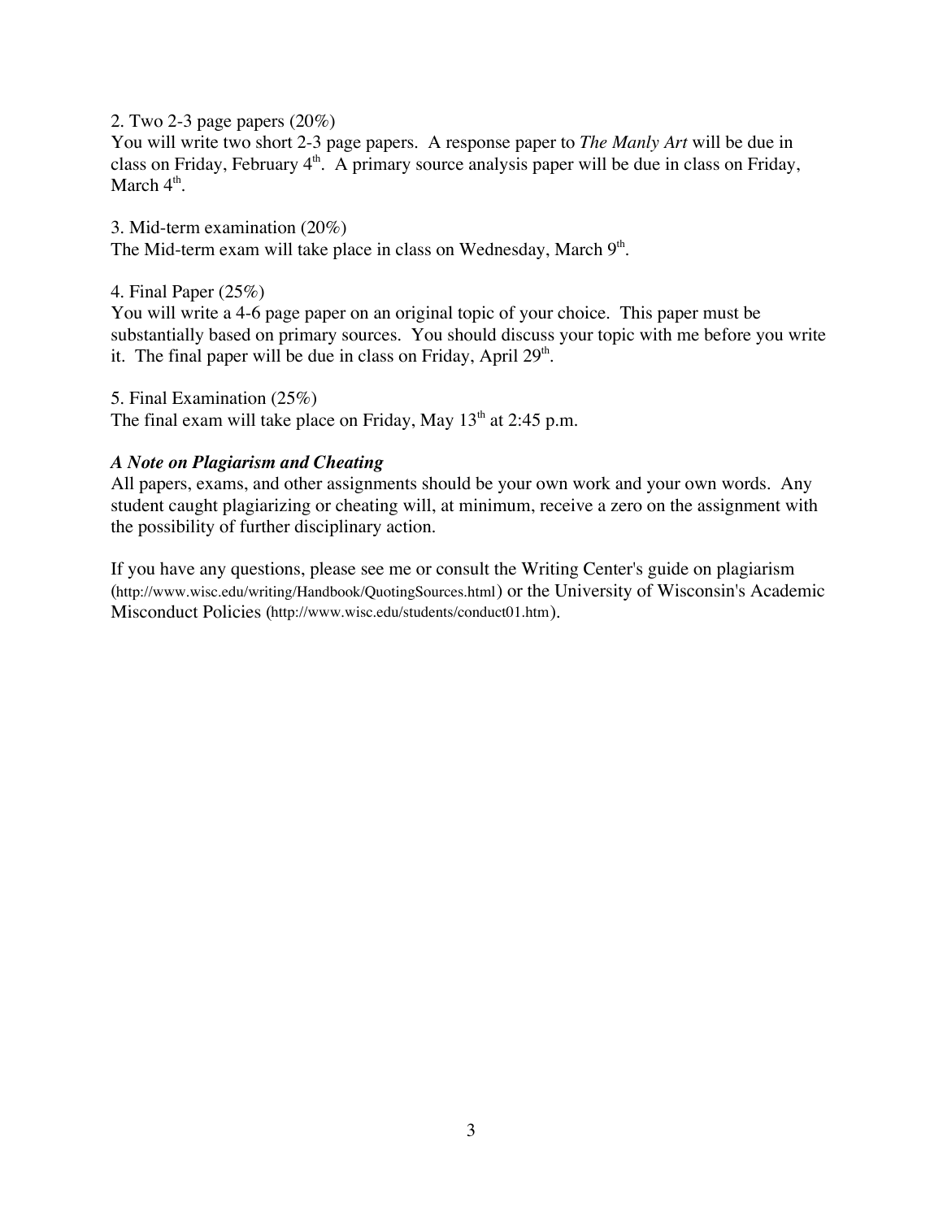2. Two 2-3 page papers (20%)
You will write two short 2-3 page papers. A response paper to *The Manly Art* will be due in class on Friday, February 4th. A primary source analysis paper will be due in class on Friday, March 4th.

3. Mid-term examination (20%)
The Mid-term exam will take place in class on Wednesday, March 9th.

4. Final Paper (25%)
You will write a 4-6 page paper on an original topic of your choice. This paper must be substantially based on primary sources. You should discuss your topic with me before you write it. The final paper will be due in class on Friday, April 29th.

5. Final Examination (25%)
The final exam will take place on Friday, May 13th at 2:45 p.m.

***A Note on Plagiarism and Cheating***

All papers, exams, and other assignments should be your own work and your own words. Any student caught plagiarizing or cheating will, at minimum, receive a zero on the assignment with the possibility of further disciplinary action.

If you have any questions, please see me or consult the Writing Center's guide on plagiarism (http://www.wisc.edu/writing/Handbook/QuotingSources.html) or the University of Wisconsin's Academic Misconduct Policies (http://www.wisc.edu/students/conduct01.htm).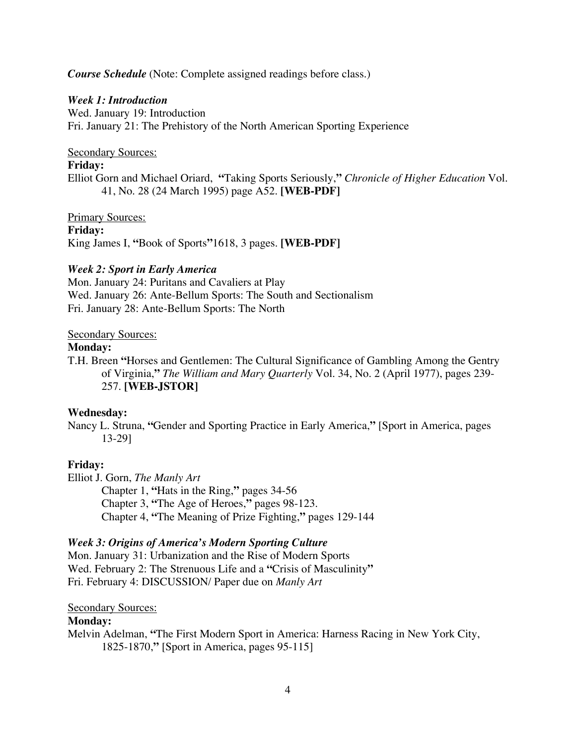***Course Schedule*** (Note: Complete assigned readings before class.)

***Week 1: Introduction***

Wed. January 19: Introduction
Fri. January 21: The Prehistory of the North American Sporting Experience

<u>Secondary Sources:</u>

**Friday:**

Elliot Gorn and Michael Oriard, **"**Taking Sports Seriously,**"** *Chronicle of Higher Education* Vol. 41, No. 28 (24 March 1995) page A52. **[WEB-PDF]**

<u>Primary Sources:</u>

**Friday:**

King James I, **"**Book of Sports**"**1618, 3 pages. **[WEB-PDF]**

***Week 2: Sport in Early America***

Mon. January 24: Puritans and Cavaliers at Play
Wed. January 26: Ante-Bellum Sports: The South and Sectionalism
Fri. January 28: Ante-Bellum Sports: The North

<u>Secondary Sources:</u>

**Monday:**

T.H. Breen **"**Horses and Gentlemen: The Cultural Significance of Gambling Among the Gentry of Virginia,**"** *The William and Mary Quarterly* Vol. 34, No. 2 (April 1977), pages 239-257. **[WEB-JSTOR]**

**Wednesday:**

Nancy L. Struna, **"**Gender and Sporting Practice in Early America,**"** [Sport in America, pages 13-29]

**Friday:**

Elliot J. Gorn, *The Manly Art*

Chapter 1, **"**Hats in the Ring,**"** pages 34-56
Chapter 3, **"**The Age of Heroes,**"** pages 98-123.
Chapter 4, **"**The Meaning of Prize Fighting,**"** pages 129-144

***Week 3: Origins of America's Modern Sporting Culture***

Mon. January 31: Urbanization and the Rise of Modern Sports
Wed. February 2: The Strenuous Life and a **"**Crisis of Masculinity**"**
Fri. February 4: DISCUSSION/ Paper due on *Manly Art*

<u>Secondary Sources:</u>

**Monday:**

Melvin Adelman, **"**The First Modern Sport in America: Harness Racing in New York City, 1825-1870,**"** [Sport in America, pages 95-115]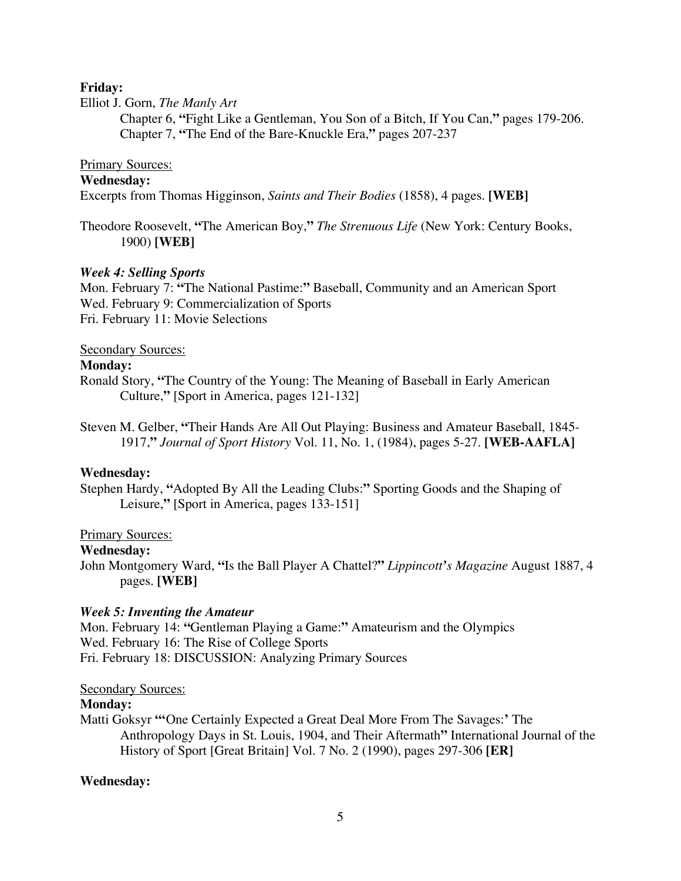**Friday:**

Elliot J. Gorn, *The Manly Art*

> Chapter 6, **"**Fight Like a Gentleman, You Son of a Bitch, If You Can,**"** pages 179-206.
> Chapter 7, **"**The End of the Bare-Knuckle Era,**"** pages 207-237

<u>Primary Sources:</u>

**Wednesday:**

Excerpts from Thomas Higginson, *Saints and Their Bodies* (1858), 4 pages. **[WEB]**

Theodore Roosevelt, **"**The American Boy,**"** *The Strenuous Life* (New York: Century Books, 1900) **[WEB]**

***Week 4: Selling Sports***

Mon. February 7: **"**The National Pastime:**"** Baseball, Community and an American Sport
Wed. February 9: Commercialization of Sports
Fri. February 11: Movie Selections

<u>Secondary Sources:</u>

**Monday:**

Ronald Story, **"**The Country of the Young: The Meaning of Baseball in Early American Culture,**"** [Sport in America, pages 121-132]

Steven M. Gelber, **"**Their Hands Are All Out Playing: Business and Amateur Baseball, 1845-1917,**"** *Journal of Sport History* Vol. 11, No. 1, (1984), pages 5-27. **[WEB-AAFLA]**

**Wednesday:**

Stephen Hardy, **"**Adopted By All the Leading Clubs:**"** Sporting Goods and the Shaping of Leisure,**"** [Sport in America, pages 133-151]

<u>Primary Sources:</u>

**Wednesday:**

John Montgomery Ward, **"**Is the Ball Player A Chattel?**"** *Lippincott***'***s Magazine* August 1887, 4 pages. **[WEB]**

***Week 5: Inventing the Amateur***

Mon. February 14: **"**Gentleman Playing a Game:**"** Amateurism and the Olympics
Wed. February 16: The Rise of College Sports
Fri. February 18: DISCUSSION: Analyzing Primary Sources

<u>Secondary Sources:</u>

**Monday:**

Matti Goksyr **"'**One Certainly Expected a Great Deal More From The Savages:**'** The Anthropology Days in St. Louis, 1904, and Their Aftermath**"** International Journal of the History of Sport [Great Britain] Vol. 7 No. 2 (1990), pages 297-306 **[ER]**

**Wednesday:**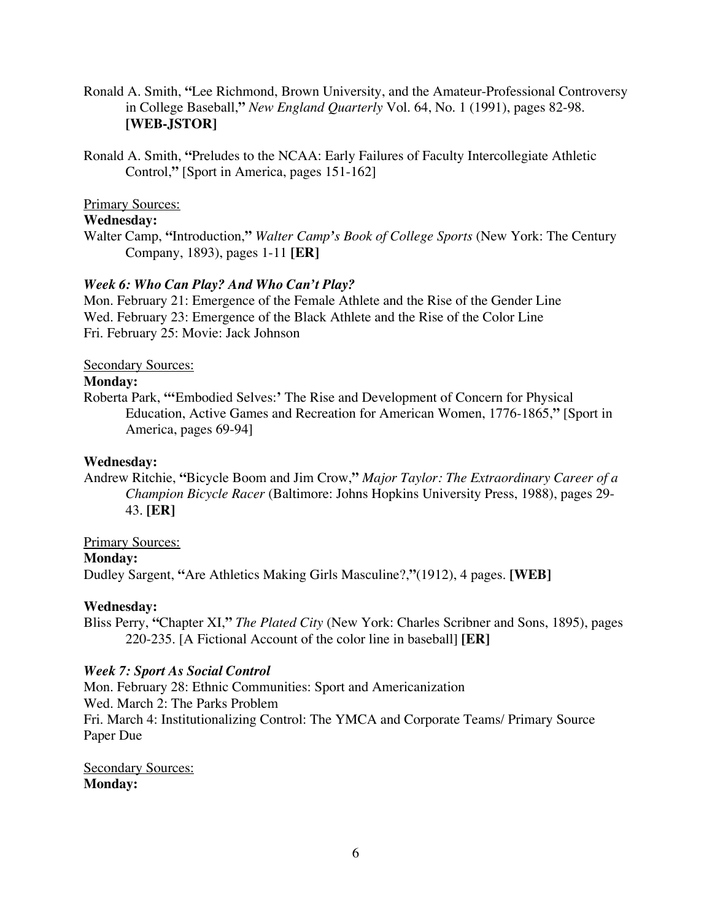Ronald A. Smith, **"**Lee Richmond, Brown University, and the Amateur-Professional Controversy in College Baseball,**"** *New England Quarterly* Vol. 64, No. 1 (1991), pages 82-98. **[WEB-JSTOR]**

Ronald A. Smith, **"**Preludes to the NCAA: Early Failures of Faculty Intercollegiate Athletic Control,**"** [Sport in America, pages 151-162]

<u>Primary Sources:</u>

**Wednesday:**

Walter Camp, **"**Introduction,**"** *Walter Camp's Book of College Sports* (New York: The Century Company, 1893), pages 1-11 **[ER]**

### *Week 6: Who Can Play? And Who Can't Play?*

Mon. February 21: Emergence of the Female Athlete and the Rise of the Gender Line
Wed. February 23: Emergence of the Black Athlete and the Rise of the Color Line
Fri. February 25: Movie: Jack Johnson

<u>Secondary Sources:</u>

**Monday:**

Roberta Park, **"'**Embodied Selves:**'** The Rise and Development of Concern for Physical Education, Active Games and Recreation for American Women, 1776-1865,**"** [Sport in America, pages 69-94]

**Wednesday:**

Andrew Ritchie, **"**Bicycle Boom and Jim Crow,**"** *Major Taylor: The Extraordinary Career of a Champion Bicycle Racer* (Baltimore: Johns Hopkins University Press, 1988), pages 29-43. **[ER]**

<u>Primary Sources:</u>

**Monday:**

Dudley Sargent, **"**Are Athletics Making Girls Masculine?,**"**(1912), 4 pages. **[WEB]**

**Wednesday:**

Bliss Perry, **"**Chapter XI,**"** *The Plated City* (New York: Charles Scribner and Sons, 1895), pages 220-235. [A Fictional Account of the color line in baseball] **[ER]**

### *Week 7: Sport As Social Control*

Mon. February 28: Ethnic Communities: Sport and Americanization
Wed. March 2: The Parks Problem
Fri. March 4: Institutionalizing Control: The YMCA and Corporate Teams/ Primary Source Paper Due

<u>Secondary Sources:</u>

**Monday:**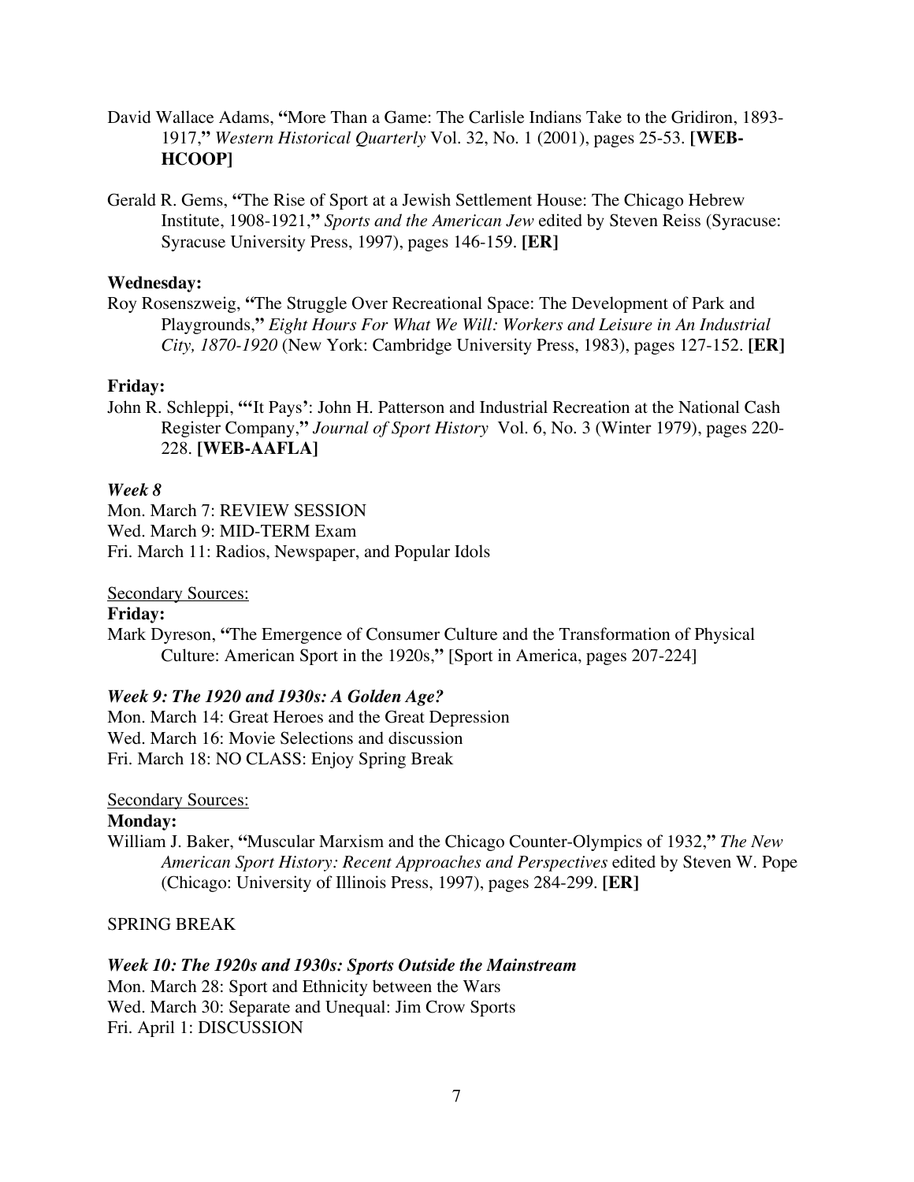David Wallace Adams, **"**More Than a Game: The Carlisle Indians Take to the Gridiron, 1893-1917,**"** *Western Historical Quarterly* Vol. 32, No. 1 (2001), pages 25-53. **[WEB-HCOOP]**

Gerald R. Gems, **"**The Rise of Sport at a Jewish Settlement House: The Chicago Hebrew Institute, 1908-1921,**"** *Sports and the American Jew* edited by Steven Reiss (Syracuse: Syracuse University Press, 1997), pages 146-159. **[ER]**

**Wednesday:**

Roy Rosenszweig, **"**The Struggle Over Recreational Space: The Development of Park and Playgrounds,**"** *Eight Hours For What We Will: Workers and Leisure in An Industrial City, 1870-1920* (New York: Cambridge University Press, 1983), pages 127-152. **[ER]**

**Friday:**

John R. Schleppi, **"'**It Pays**'**: John H. Patterson and Industrial Recreation at the National Cash Register Company,**"** *Journal of Sport History* Vol. 6, No. 3 (Winter 1979), pages 220-228. **[WEB-AAFLA]**

***Week 8***

Mon. March 7: REVIEW SESSION
Wed. March 9: MID-TERM Exam
Fri. March 11: Radios, Newspaper, and Popular Idols

<u>Secondary Sources:</u>

**Friday:**

Mark Dyreson, **"**The Emergence of Consumer Culture and the Transformation of Physical Culture: American Sport in the 1920s,**"** [Sport in America, pages 207-224]

***Week 9: The 1920 and 1930s: A Golden Age?***

Mon. March 14: Great Heroes and the Great Depression
Wed. March 16: Movie Selections and discussion
Fri. March 18: NO CLASS: Enjoy Spring Break

<u>Secondary Sources:</u>

**Monday:**

William J. Baker, **"**Muscular Marxism and the Chicago Counter-Olympics of 1932,**"** *The New American Sport History: Recent Approaches and Perspectives* edited by Steven W. Pope (Chicago: University of Illinois Press, 1997), pages 284-299. **[ER]**

SPRING BREAK

***Week 10: The 1920s and 1930s: Sports Outside the Mainstream***

Mon. March 28: Sport and Ethnicity between the Wars
Wed. March 30: Separate and Unequal: Jim Crow Sports
Fri. April 1: DISCUSSION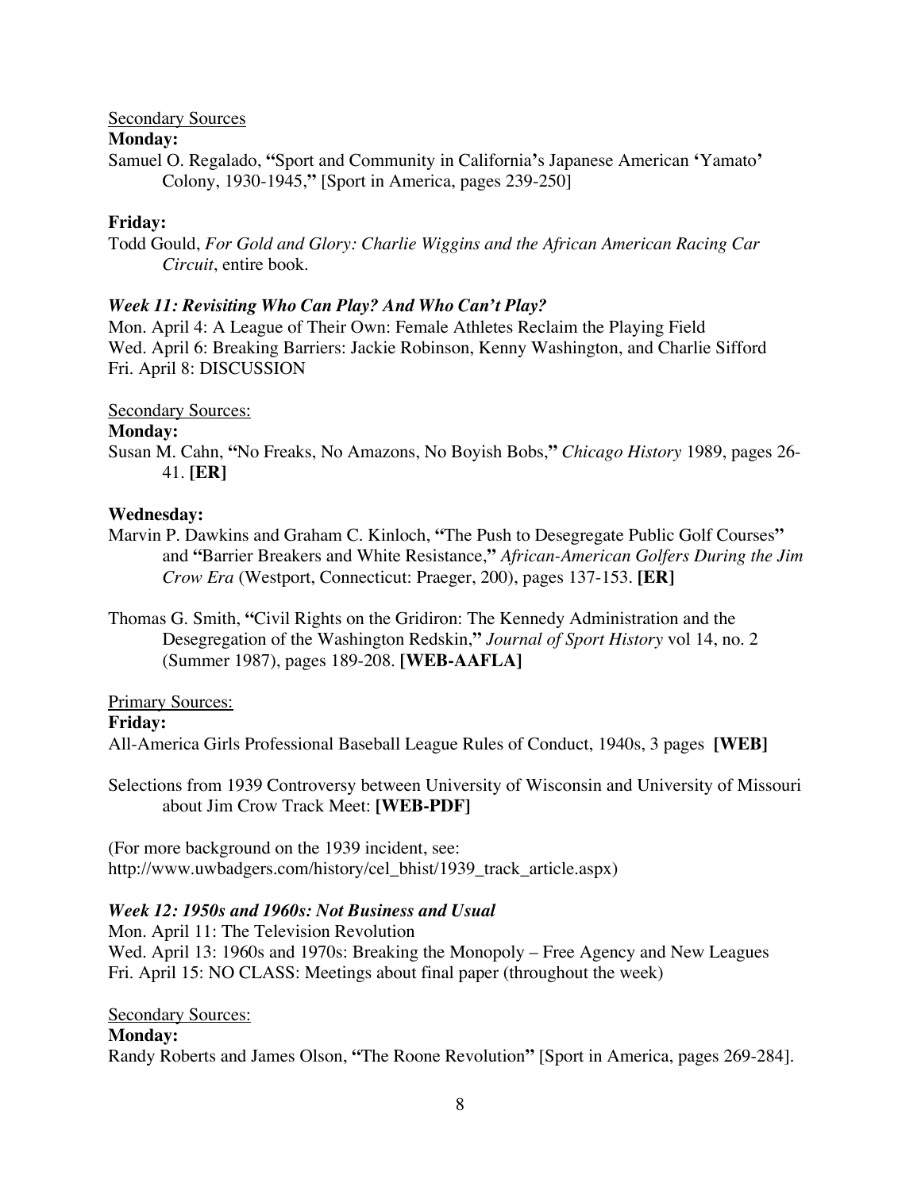<u>Secondary Sources</u>

**Monday:**

Samuel O. Regalado, **"**Sport and Community in California**'**s Japanese American **'**Yamato**'** Colony, 1930-1945,**"** [Sport in America, pages 239-250]

**Friday:**

Todd Gould, *For Gold and Glory: Charlie Wiggins and the African American Racing Car Circuit*, entire book.

***Week 11: Revisiting Who Can Play? And Who Can't Play?***

Mon. April 4: A League of Their Own: Female Athletes Reclaim the Playing Field
Wed. April 6: Breaking Barriers: Jackie Robinson, Kenny Washington, and Charlie Sifford
Fri. April 8: DISCUSSION

<u>Secondary Sources:</u>

**Monday:**

Susan M. Cahn, **"**No Freaks, No Amazons, No Boyish Bobs,**"** *Chicago History* 1989, pages 26-41. **[ER]**

**Wednesday:**

Marvin P. Dawkins and Graham C. Kinloch, **"**The Push to Desegregate Public Golf Courses**"** and **"**Barrier Breakers and White Resistance,**"** *African-American Golfers During the Jim Crow Era* (Westport, Connecticut: Praeger, 200), pages 137-153. **[ER]**

Thomas G. Smith, **"**Civil Rights on the Gridiron: The Kennedy Administration and the Desegregation of the Washington Redskin,**"** *Journal of Sport History* vol 14, no. 2 (Summer 1987), pages 189-208. **[WEB-AAFLA]**

<u>Primary Sources:</u>

**Friday:**

All-America Girls Professional Baseball League Rules of Conduct, 1940s, 3 pages **[WEB]**

Selections from 1939 Controversy between University of Wisconsin and University of Missouri about Jim Crow Track Meet: **[WEB-PDF]**

(For more background on the 1939 incident, see: http://www.uwbadgers.com/history/cel_bhist/1939_track_article.aspx)

***Week 12: 1950s and 1960s: Not Business and Usual***

Mon. April 11: The Television Revolution
Wed. April 13: 1960s and 1970s: Breaking the Monopoly – Free Agency and New Leagues
Fri. April 15: NO CLASS: Meetings about final paper (throughout the week)

<u>Secondary Sources:</u>

**Monday:**

Randy Roberts and James Olson, **"**The Roone Revolution**"** [Sport in America, pages 269-284].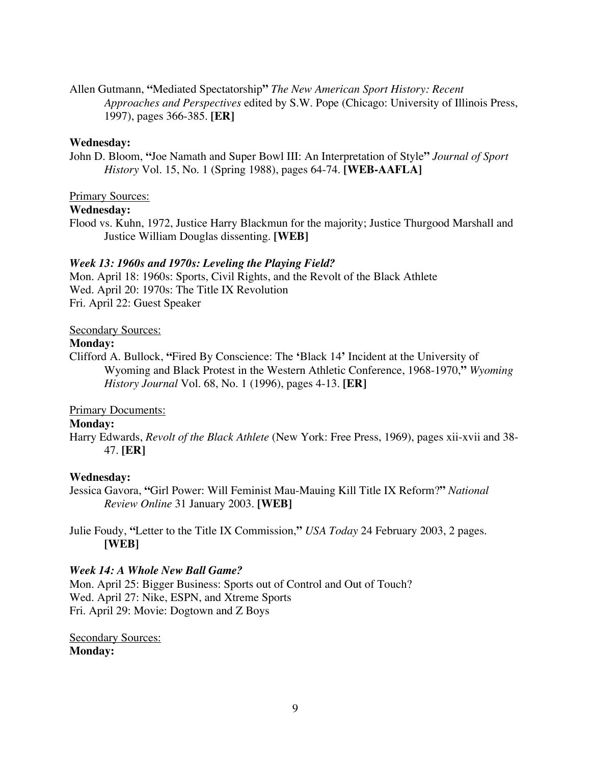Allen Gutmann, **"**Mediated Spectatorship**"** *The New American Sport History: Recent Approaches and Perspectives* edited by S.W. Pope (Chicago: University of Illinois Press, 1997), pages 366-385. **[ER]**

**Wednesday:**

John D. Bloom, **"**Joe Namath and Super Bowl III: An Interpretation of Style**"** *Journal of Sport History* Vol. 15, No. 1 (Spring 1988), pages 64-74. **[WEB-AAFLA]**

<u>Primary Sources:</u>

**Wednesday:**

Flood vs. Kuhn, 1972, Justice Harry Blackmun for the majority; Justice Thurgood Marshall and Justice William Douglas dissenting. **[WEB]**

***Week 13: 1960s and 1970s: Leveling the Playing Field?***

Mon. April 18: 1960s: Sports, Civil Rights, and the Revolt of the Black Athlete
Wed. April 20: 1970s: The Title IX Revolution
Fri. April 22: Guest Speaker

<u>Secondary Sources:</u>

**Monday:**

Clifford A. Bullock, **"**Fired By Conscience: The **'**Black 14**'** Incident at the University of Wyoming and Black Protest in the Western Athletic Conference, 1968-1970,**"** *Wyoming History Journal* Vol. 68, No. 1 (1996), pages 4-13. **[ER]**

<u>Primary Documents:</u>

**Monday:**

Harry Edwards, *Revolt of the Black Athlete* (New York: Free Press, 1969), pages xii-xvii and 38-47. **[ER]**

**Wednesday:**

Jessica Gavora, **"**Girl Power: Will Feminist Mau-Mauing Kill Title IX Reform?**"** *National Review Online* 31 January 2003. **[WEB]**

Julie Foudy, **"**Letter to the Title IX Commission,**"** *USA Today* 24 February 2003, 2 pages. **[WEB]**

***Week 14: A Whole New Ball Game?***

Mon. April 25: Bigger Business: Sports out of Control and Out of Touch?
Wed. April 27: Nike, ESPN, and Xtreme Sports
Fri. April 29: Movie: Dogtown and Z Boys

<u>Secondary Sources:</u>

**Monday:**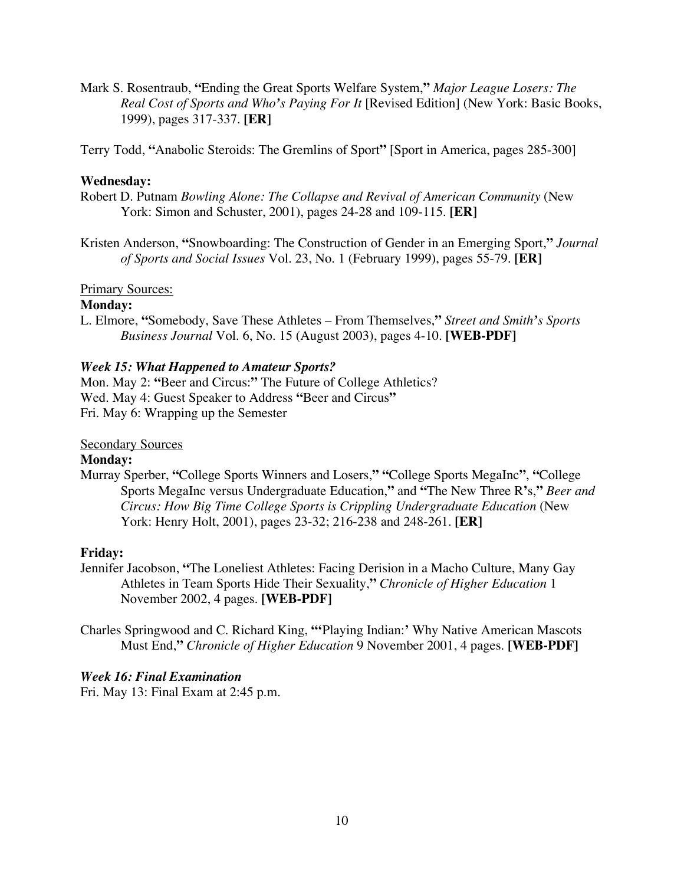Mark S. Rosentraub, **"**Ending the Great Sports Welfare System,**"** *Major League Losers: The Real Cost of Sports and Who's Paying For It* [Revised Edition] (New York: Basic Books, 1999), pages 317-337. **[ER]**

Terry Todd, **"**Anabolic Steroids: The Gremlins of Sport**"** [Sport in America, pages 285-300]

**Wednesday:**

Robert D. Putnam *Bowling Alone: The Collapse and Revival of American Community* (New York: Simon and Schuster, 2001), pages 24-28 and 109-115. **[ER]**

Kristen Anderson, **"**Snowboarding: The Construction of Gender in an Emerging Sport,**"** *Journal of Sports and Social Issues* Vol. 23, No. 1 (February 1999), pages 55-79. **[ER]**

<u>Primary Sources:</u>

**Monday:**

L. Elmore, **"**Somebody, Save These Athletes – From Themselves,**"** *Street and Smith's Sports Business Journal* Vol. 6, No. 15 (August 2003), pages 4-10. **[WEB-PDF]**

***Week 15: What Happened to Amateur Sports?***

Mon. May 2: **"**Beer and Circus:**"** The Future of College Athletics?
Wed. May 4: Guest Speaker to Address **"**Beer and Circus**"**
Fri. May 6: Wrapping up the Semester

<u>Secondary Sources</u>

**Monday:**

Murray Sperber, **"**College Sports Winners and Losers,**"** **"**College Sports MegaInc**"**, **"**College Sports MegaInc versus Undergraduate Education,**"** and **"**The New Three R's,**"** *Beer and Circus: How Big Time College Sports is Crippling Undergraduate Education* (New York: Henry Holt, 2001), pages 23-32; 216-238 and 248-261. **[ER]**

**Friday:**

Jennifer Jacobson, **"**The Loneliest Athletes: Facing Derision in a Macho Culture, Many Gay Athletes in Team Sports Hide Their Sexuality,**"** *Chronicle of Higher Education* 1 November 2002, 4 pages. **[WEB-PDF]**

Charles Springwood and C. Richard King, **"'**Playing Indian:**'** Why Native American Mascots Must End,**"** *Chronicle of Higher Education* 9 November 2001, 4 pages. **[WEB-PDF]**

***Week 16: Final Examination***

Fri. May 13: Final Exam at 2:45 p.m.